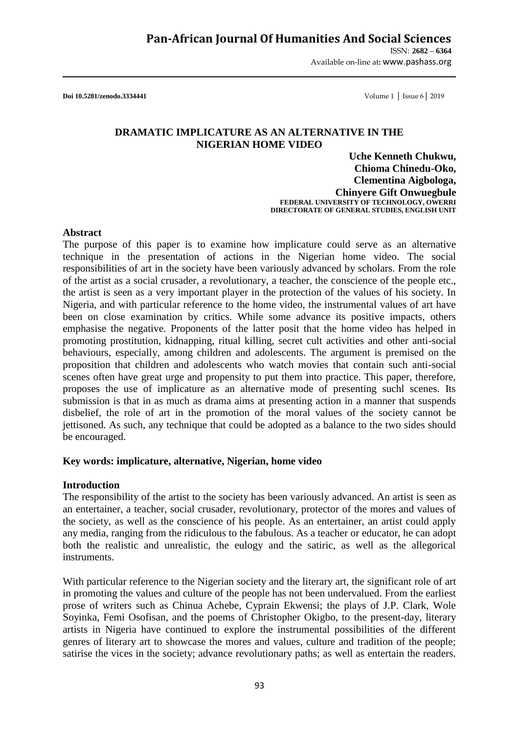**Doi 10.5281/zenodo.3334441**

# DRAMATIC IMPLICATURE AS AN ALTERNATIVE IN THE NIGERIAN HOME VIDEO

**Uche Kenneth Chukwu,**
**Chioma Chinedu-Oko,**
**Clementina Aigbologa,**
**Chinyere Gift Onwuegbule**
**FEDERAL UNIVERSITY OF TECHNOLOGY, OWERRI**
**DIRECTORATE OF GENERAL STUDIES, ENGLISH UNIT**

## Abstract

The purpose of this paper is to examine how implicature could serve as an alternative technique in the presentation of actions in the Nigerian home video. The social responsibilities of art in the society have been variously advanced by scholars. From the role of the artist as a social crusader, a revolutionary, a teacher, the conscience of the people etc., the artist is seen as a very important player in the protection of the values of his society. In Nigeria, and with particular reference to the home video, the instrumental values of art have been on close examination by critics. While some advance its positive impacts, others emphasise the negative. Proponents of the latter posit that the home video has helped in promoting prostitution, kidnapping, ritual killing, secret cult activities and other anti-social behaviours, especially, among children and adolescents. The argument is premised on the proposition that children and adolescents who watch movies that contain such anti-social scenes often have great urge and propensity to put them into practice. This paper, therefore, proposes the use of implicature as an alternative mode of presenting suchl scenes. Its submission is that in as much as drama aims at presenting action in a manner that suspends disbelief, the role of art in the promotion of the moral values of the society cannot be jettisoned. As such, any technique that could be adopted as a balance to the two sides should be encouraged.

**Key words: implicature, alternative, Nigerian, home video**

## Introduction

The responsibility of the artist to the society has been variously advanced. An artist is seen as an entertainer, a teacher, social crusader, revolutionary, protector of the mores and values of the society, as well as the conscience of his people. As an entertainer, an artist could apply any media, ranging from the ridiculous to the fabulous. As a teacher or educator, he can adopt both the realistic and unrealistic, the eulogy and the satiric, as well as the allegorical instruments.

With particular reference to the Nigerian society and the literary art, the significant role of art in promoting the values and culture of the people has not been undervalued. From the earliest prose of writers such as Chinua Achebe, Cyprain Ekwensi; the plays of J.P. Clark, Wole Soyinka, Femi Osofisan, and the poems of Christopher Okigbo, to the present-day, literary artists in Nigeria have continued to explore the instrumental possibilities of the different genres of literary art to showcase the mores and values, culture and tradition of the people; satirise the vices in the society; advance revolutionary paths; as well as entertain the readers.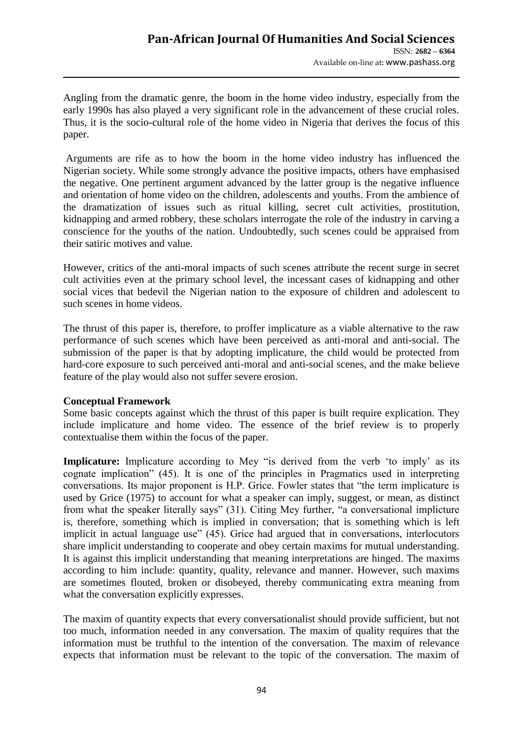Angling from the dramatic genre, the boom in the home video industry, especially from the early 1990s has also played a very significant role in the advancement of these crucial roles. Thus, it is the socio-cultural role of the home video in Nigeria that derives the focus of this paper.

Arguments are rife as to how the boom in the home video industry has influenced the Nigerian society. While some strongly advance the positive impacts, others have emphasised the negative. One pertinent argument advanced by the latter group is the negative influence and orientation of home video on the children, adolescents and youths. From the ambience of the dramatization of issues such as ritual killing, secret cult activities, prostitution, kidnapping and armed robbery, these scholars interrogate the role of the industry in carving a conscience for the youths of the nation. Undoubtedly, such scenes could be appraised from their satiric motives and value.

However, critics of the anti-moral impacts of such scenes attribute the recent surge in secret cult activities even at the primary school level, the incessant cases of kidnapping and other social vices that bedevil the Nigerian nation to the exposure of children and adolescent to such scenes in home videos.

The thrust of this paper is, therefore, to proffer implicature as a viable alternative to the raw performance of such scenes which have been perceived as anti-moral and anti-social. The submission of the paper is that by adopting implicature, the child would be protected from hard-core exposure to such perceived anti-moral and anti-social scenes, and the make believe feature of the play would also not suffer severe erosion.

**Conceptual Framework**

Some basic concepts against which the thrust of this paper is built require explication. They include implicature and home video. The essence of the brief review is to properly contextualise them within the focus of the paper.

**Implicature:** Implicature according to Mey "is derived from the verb 'to imply' as its cognate implication" (45). It is one of the principles in Pragmatics used in interpreting conversations. Its major proponent is H.P. Grice. Fowler states that "the term implicature is used by Grice (1975) to account for what a speaker can imply, suggest, or mean, as distinct from what the speaker literally says" (31). Citing Mey further, "a conversational implicture is, therefore, something which is implied in conversation; that is something which is left implicit in actual language use" (45). Grice had argued that in conversations, interlocutors share implicit understanding to cooperate and obey certain maxims for mutual understanding. It is against this implicit understanding that meaning interpretations are hinged. The maxims according to him include: quantity, quality, relevance and manner. However, such maxims are sometimes flouted, broken or disobeyed, thereby communicating extra meaning from what the conversation explicitly expresses.

The maxim of quantity expects that every conversationalist should provide sufficient, but not too much, information needed in any conversation. The maxim of quality requires that the information must be truthful to the intention of the conversation. The maxim of relevance expects that information must be relevant to the topic of the conversation. The maxim of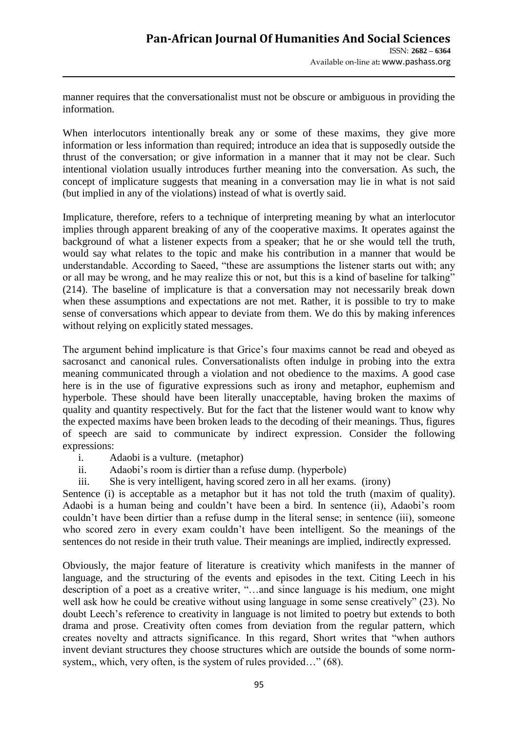manner requires that the conversationalist must not be obscure or ambiguous in providing the information.

When interlocutors intentionally break any or some of these maxims, they give more information or less information than required; introduce an idea that is supposedly outside the thrust of the conversation; or give information in a manner that it may not be clear. Such intentional violation usually introduces further meaning into the conversation. As such, the concept of implicature suggests that meaning in a conversation may lie in what is not said (but implied in any of the violations) instead of what is overtly said.

Implicature, therefore, refers to a technique of interpreting meaning by what an interlocutor implies through apparent breaking of any of the cooperative maxims. It operates against the background of what a listener expects from a speaker; that he or she would tell the truth, would say what relates to the topic and make his contribution in a manner that would be understandable. According to Saeed, "these are assumptions the listener starts out with; any or all may be wrong, and he may realize this or not, but this is a kind of baseline for talking" (214). The baseline of implicature is that a conversation may not necessarily break down when these assumptions and expectations are not met. Rather, it is possible to try to make sense of conversations which appear to deviate from them. We do this by making inferences without relying on explicitly stated messages.

The argument behind implicature is that Grice's four maxims cannot be read and obeyed as sacrosanct and canonical rules. Conversationalists often indulge in probing into the extra meaning communicated through a violation and not obedience to the maxims. A good case here is in the use of figurative expressions such as irony and metaphor, euphemism and hyperbole. These should have been literally unacceptable, having broken the maxims of quality and quantity respectively. But for the fact that the listener would want to know why the expected maxims have been broken leads to the decoding of their meanings. Thus, figures of speech are said to communicate by indirect expression. Consider the following expressions:

i. Adaobi is a vulture. (metaphor)
ii. Adaobi's room is dirtier than a refuse dump. (hyperbole)
iii. She is very intelligent, having scored zero in all her exams. (irony)

Sentence (i) is acceptable as a metaphor but it has not told the truth (maxim of quality). Adaobi is a human being and couldn't have been a bird. In sentence (ii), Adaobi's room couldn't have been dirtier than a refuse dump in the literal sense; in sentence (iii), someone who scored zero in every exam couldn't have been intelligent. So the meanings of the sentences do not reside in their truth value. Their meanings are implied, indirectly expressed.

Obviously, the major feature of literature is creativity which manifests in the manner of language, and the structuring of the events and episodes in the text. Citing Leech in his description of a poet as a creative writer, "…and since language is his medium, one might well ask how he could be creative without using language in some sense creatively" (23). No doubt Leech's reference to creativity in language is not limited to poetry but extends to both drama and prose. Creativity often comes from deviation from the regular pattern, which creates novelty and attracts significance. In this regard, Short writes that "when authors invent deviant structures they choose structures which are outside the bounds of some norm-system,, which, very often, is the system of rules provided…" (68).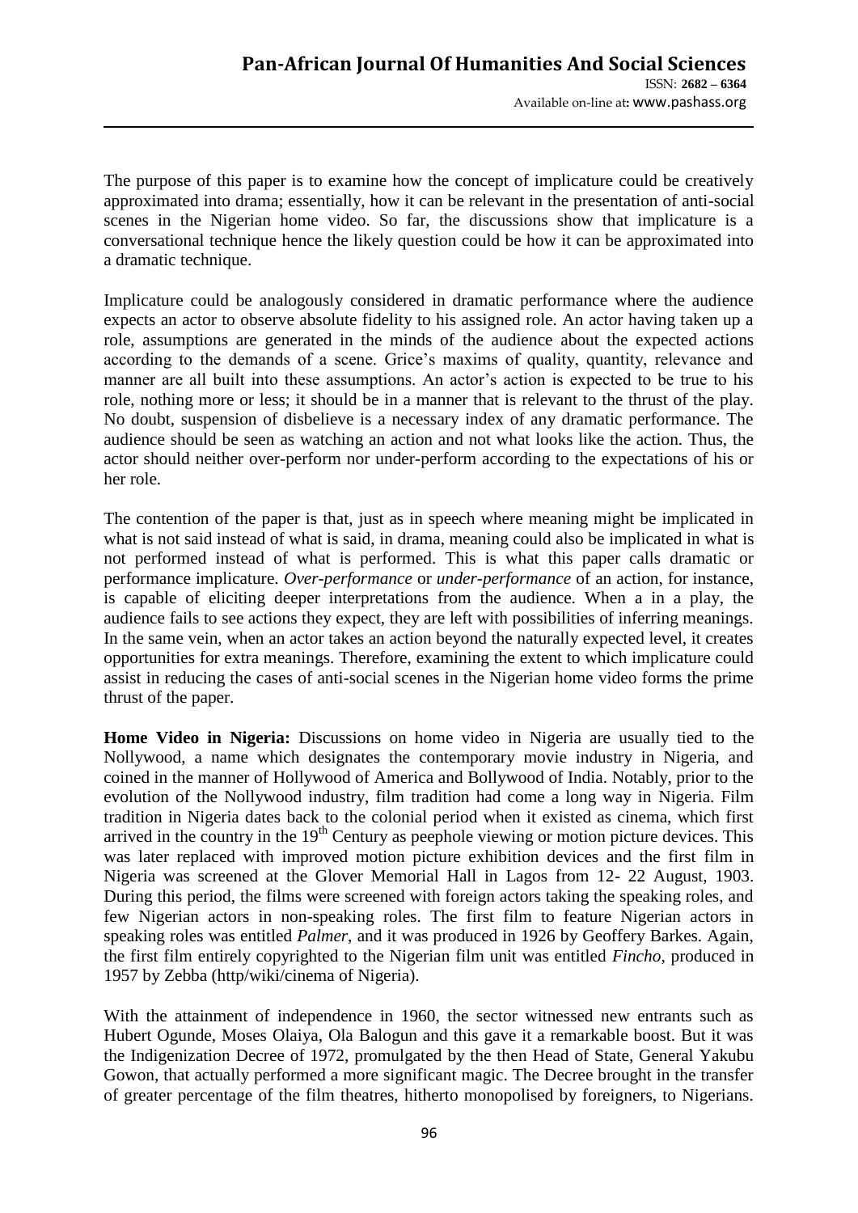The purpose of this paper is to examine how the concept of implicature could be creatively approximated into drama; essentially, how it can be relevant in the presentation of anti-social scenes in the Nigerian home video. So far, the discussions show that implicature is a conversational technique hence the likely question could be how it can be approximated into a dramatic technique.

Implicature could be analogously considered in dramatic performance where the audience expects an actor to observe absolute fidelity to his assigned role. An actor having taken up a role, assumptions are generated in the minds of the audience about the expected actions according to the demands of a scene. Grice's maxims of quality, quantity, relevance and manner are all built into these assumptions. An actor's action is expected to be true to his role, nothing more or less; it should be in a manner that is relevant to the thrust of the play. No doubt, suspension of disbelieve is a necessary index of any dramatic performance. The audience should be seen as watching an action and not what looks like the action. Thus, the actor should neither over-perform nor under-perform according to the expectations of his or her role.

The contention of the paper is that, just as in speech where meaning might be implicated in what is not said instead of what is said, in drama, meaning could also be implicated in what is not performed instead of what is performed. This is what this paper calls dramatic or performance implicature. *Over-performance* or *under-performance* of an action, for instance, is capable of eliciting deeper interpretations from the audience. When a in a play, the audience fails to see actions they expect, they are left with possibilities of inferring meanings. In the same vein, when an actor takes an action beyond the naturally expected level, it creates opportunities for extra meanings. Therefore, examining the extent to which implicature could assist in reducing the cases of anti-social scenes in the Nigerian home video forms the prime thrust of the paper.

**Home Video in Nigeria:** Discussions on home video in Nigeria are usually tied to the Nollywood, a name which designates the contemporary movie industry in Nigeria, and coined in the manner of Hollywood of America and Bollywood of India. Notably, prior to the evolution of the Nollywood industry, film tradition had come a long way in Nigeria. Film tradition in Nigeria dates back to the colonial period when it existed as cinema, which first arrived in the country in the 19th Century as peephole viewing or motion picture devices. This was later replaced with improved motion picture exhibition devices and the first film in Nigeria was screened at the Glover Memorial Hall in Lagos from 12- 22 August, 1903. During this period, the films were screened with foreign actors taking the speaking roles, and few Nigerian actors in non-speaking roles. The first film to feature Nigerian actors in speaking roles was entitled *Palmer*, and it was produced in 1926 by Geoffery Barkes. Again, the first film entirely copyrighted to the Nigerian film unit was entitled *Fincho*, produced in 1957 by Zebba (http/wiki/cinema of Nigeria).

With the attainment of independence in 1960, the sector witnessed new entrants such as Hubert Ogunde, Moses Olaiya, Ola Balogun and this gave it a remarkable boost. But it was the Indigenization Decree of 1972, promulgated by the then Head of State, General Yakubu Gowon, that actually performed a more significant magic. The Decree brought in the transfer of greater percentage of the film theatres, hitherto monopolised by foreigners, to Nigerians.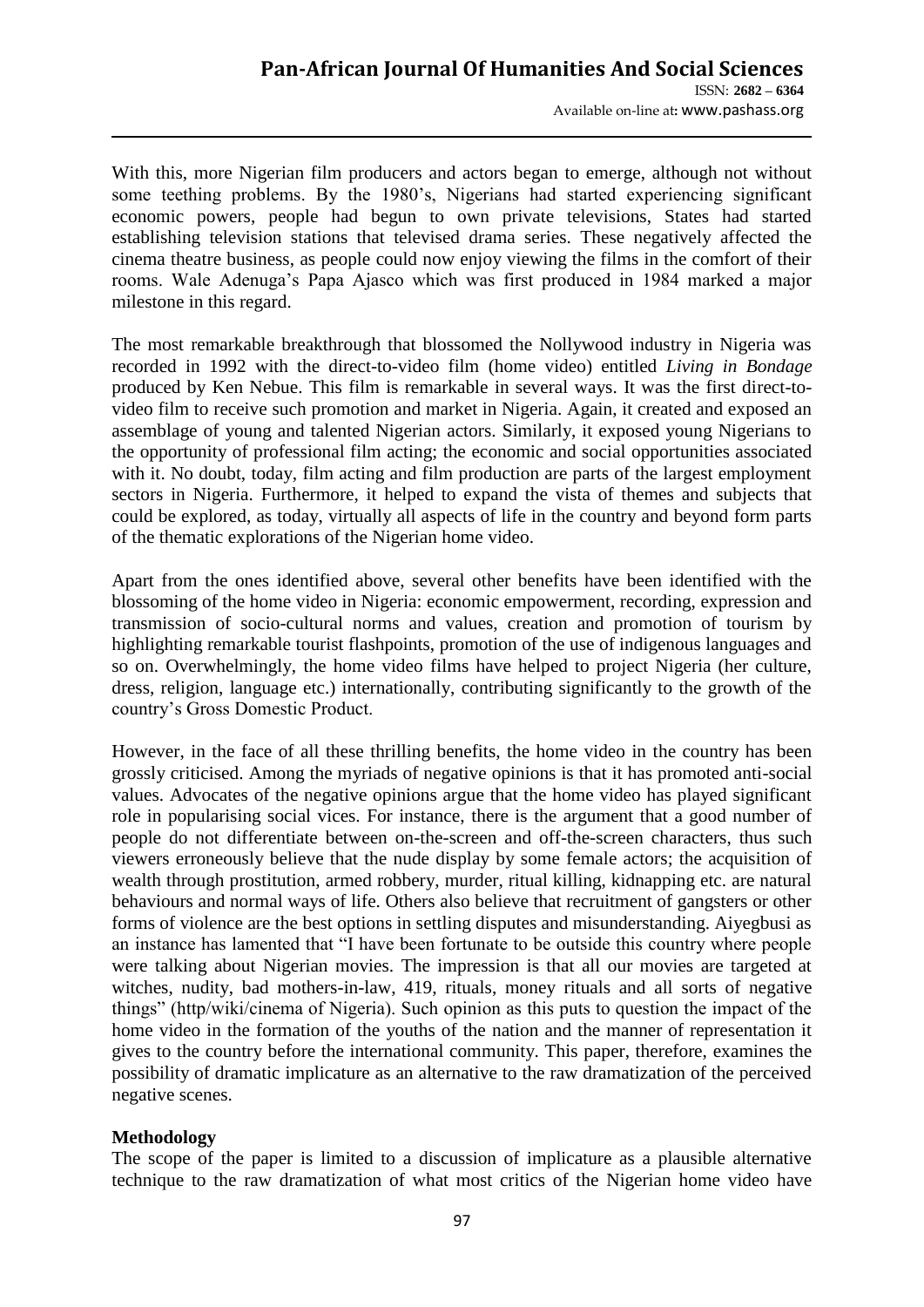With this, more Nigerian film producers and actors began to emerge, although not without some teething problems. By the 1980's, Nigerians had started experiencing significant economic powers, people had begun to own private televisions, States had started establishing television stations that televised drama series. These negatively affected the cinema theatre business, as people could now enjoy viewing the films in the comfort of their rooms. Wale Adenuga's Papa Ajasco which was first produced in 1984 marked a major milestone in this regard.

The most remarkable breakthrough that blossomed the Nollywood industry in Nigeria was recorded in 1992 with the direct-to-video film (home video) entitled *Living in Bondage* produced by Ken Nebue. This film is remarkable in several ways. It was the first direct-to-video film to receive such promotion and market in Nigeria. Again, it created and exposed an assemblage of young and talented Nigerian actors. Similarly, it exposed young Nigerians to the opportunity of professional film acting; the economic and social opportunities associated with it. No doubt, today, film acting and film production are parts of the largest employment sectors in Nigeria. Furthermore, it helped to expand the vista of themes and subjects that could be explored, as today, virtually all aspects of life in the country and beyond form parts of the thematic explorations of the Nigerian home video.

Apart from the ones identified above, several other benefits have been identified with the blossoming of the home video in Nigeria: economic empowerment, recording, expression and transmission of socio-cultural norms and values, creation and promotion of tourism by highlighting remarkable tourist flashpoints, promotion of the use of indigenous languages and so on. Overwhelmingly, the home video films have helped to project Nigeria (her culture, dress, religion, language etc.) internationally, contributing significantly to the growth of the country's Gross Domestic Product.

However, in the face of all these thrilling benefits, the home video in the country has been grossly criticised. Among the myriads of negative opinions is that it has promoted anti-social values. Advocates of the negative opinions argue that the home video has played significant role in popularising social vices. For instance, there is the argument that a good number of people do not differentiate between on-the-screen and off-the-screen characters, thus such viewers erroneously believe that the nude display by some female actors; the acquisition of wealth through prostitution, armed robbery, murder, ritual killing, kidnapping etc. are natural behaviours and normal ways of life. Others also believe that recruitment of gangsters or other forms of violence are the best options in settling disputes and misunderstanding. Aiyegbusi as an instance has lamented that "I have been fortunate to be outside this country where people were talking about Nigerian movies. The impression is that all our movies are targeted at witches, nudity, bad mothers-in-law, 419, rituals, money rituals and all sorts of negative things" (http/wiki/cinema of Nigeria). Such opinion as this puts to question the impact of the home video in the formation of the youths of the nation and the manner of representation it gives to the country before the international community. This paper, therefore, examines the possibility of dramatic implicature as an alternative to the raw dramatization of the perceived negative scenes.

**Methodology**

The scope of the paper is limited to a discussion of implicature as a plausible alternative technique to the raw dramatization of what most critics of the Nigerian home video have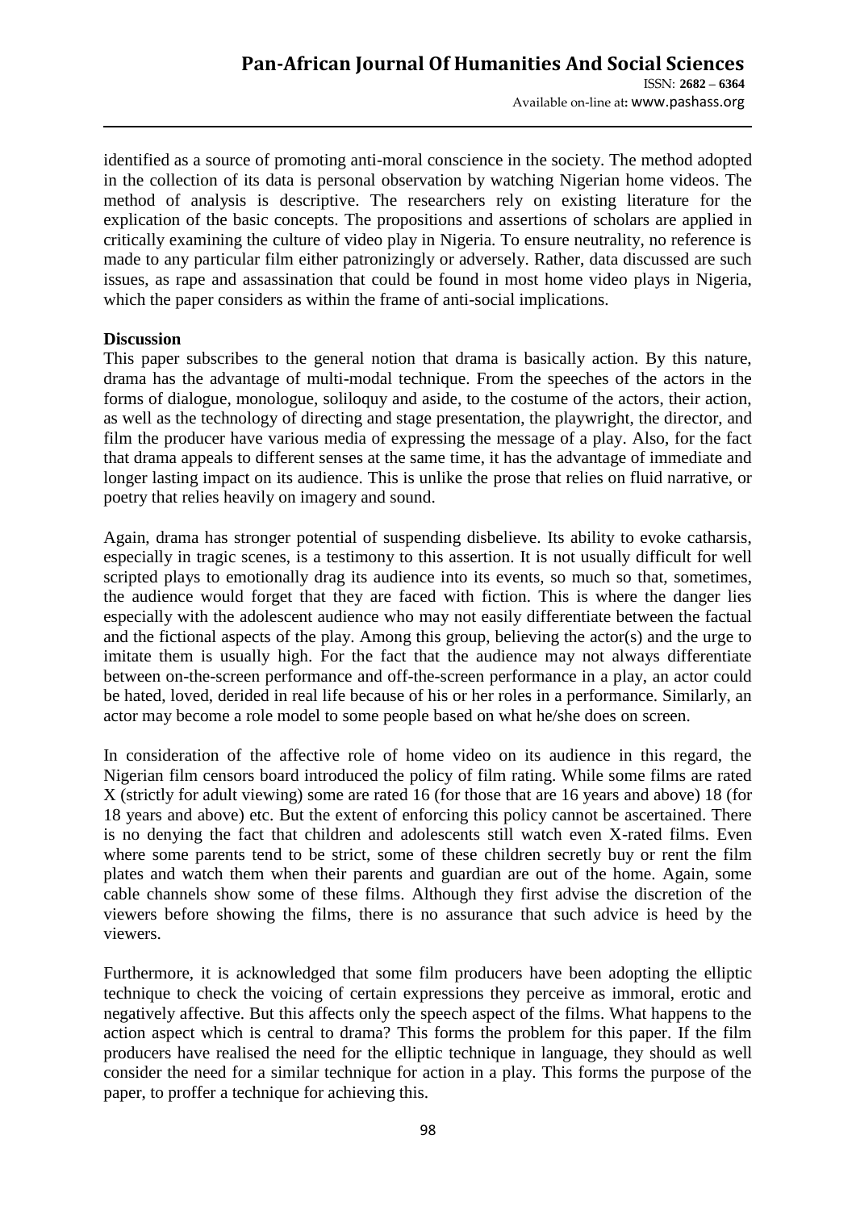identified as a source of promoting anti-moral conscience in the society. The method adopted in the collection of its data is personal observation by watching Nigerian home videos. The method of analysis is descriptive. The researchers rely on existing literature for the explication of the basic concepts. The propositions and assertions of scholars are applied in critically examining the culture of video play in Nigeria. To ensure neutrality, no reference is made to any particular film either patronizingly or adversely. Rather, data discussed are such issues, as rape and assassination that could be found in most home video plays in Nigeria, which the paper considers as within the frame of anti-social implications.

**Discussion**

This paper subscribes to the general notion that drama is basically action. By this nature, drama has the advantage of multi-modal technique. From the speeches of the actors in the forms of dialogue, monologue, soliloquy and aside, to the costume of the actors, their action, as well as the technology of directing and stage presentation, the playwright, the director, and film the producer have various media of expressing the message of a play. Also, for the fact that drama appeals to different senses at the same time, it has the advantage of immediate and longer lasting impact on its audience. This is unlike the prose that relies on fluid narrative, or poetry that relies heavily on imagery and sound.

Again, drama has stronger potential of suspending disbelieve. Its ability to evoke catharsis, especially in tragic scenes, is a testimony to this assertion. It is not usually difficult for well scripted plays to emotionally drag its audience into its events, so much so that, sometimes, the audience would forget that they are faced with fiction. This is where the danger lies especially with the adolescent audience who may not easily differentiate between the factual and the fictional aspects of the play. Among this group, believing the actor(s) and the urge to imitate them is usually high. For the fact that the audience may not always differentiate between on-the-screen performance and off-the-screen performance in a play, an actor could be hated, loved, derided in real life because of his or her roles in a performance. Similarly, an actor may become a role model to some people based on what he/she does on screen.

In consideration of the affective role of home video on its audience in this regard, the Nigerian film censors board introduced the policy of film rating. While some films are rated X (strictly for adult viewing) some are rated 16 (for those that are 16 years and above) 18 (for 18 years and above) etc. But the extent of enforcing this policy cannot be ascertained. There is no denying the fact that children and adolescents still watch even X-rated films. Even where some parents tend to be strict, some of these children secretly buy or rent the film plates and watch them when their parents and guardian are out of the home. Again, some cable channels show some of these films. Although they first advise the discretion of the viewers before showing the films, there is no assurance that such advice is heed by the viewers.

Furthermore, it is acknowledged that some film producers have been adopting the elliptic technique to check the voicing of certain expressions they perceive as immoral, erotic and negatively affective. But this affects only the speech aspect of the films. What happens to the action aspect which is central to drama? This forms the problem for this paper. If the film producers have realised the need for the elliptic technique in language, they should as well consider the need for a similar technique for action in a play. This forms the purpose of the paper, to proffer a technique for achieving this.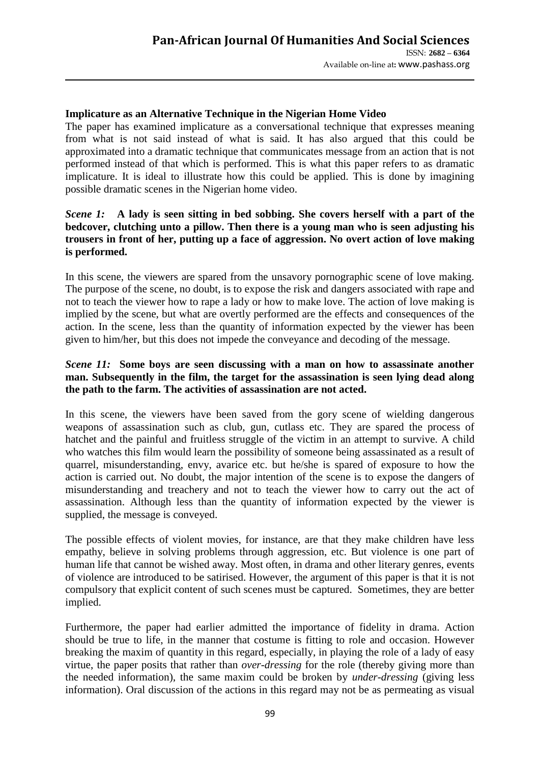### Implicature as an Alternative Technique in the Nigerian Home Video

The paper has examined implicature as a conversational technique that expresses meaning from what is not said instead of what is said. It has also argued that this could be approximated into a dramatic technique that communicates message from an action that is not performed instead of that which is performed. This is what this paper refers to as dramatic implicature. It is ideal to illustrate how this could be applied. This is done by imagining possible dramatic scenes in the Nigerian home video.

***Scene 1:*** **A lady is seen sitting in bed sobbing. She covers herself with a part of the bedcover, clutching unto a pillow. Then there is a young man who is seen adjusting his trousers in front of her, putting up a face of aggression. No overt action of love making is performed.**

In this scene, the viewers are spared from the unsavory pornographic scene of love making. The purpose of the scene, no doubt, is to expose the risk and dangers associated with rape and not to teach the viewer how to rape a lady or how to make love. The action of love making is implied by the scene, but what are overtly performed are the effects and consequences of the action. In the scene, less than the quantity of information expected by the viewer has been given to him/her, but this does not impede the conveyance and decoding of the message.

***Scene 11:*** **Some boys are seen discussing with a man on how to assassinate another man. Subsequently in the film, the target for the assassination is seen lying dead along the path to the farm. The activities of assassination are not acted.**

In this scene, the viewers have been saved from the gory scene of wielding dangerous weapons of assassination such as club, gun, cutlass etc. They are spared the process of hatchet and the painful and fruitless struggle of the victim in an attempt to survive. A child who watches this film would learn the possibility of someone being assassinated as a result of quarrel, misunderstanding, envy, avarice etc. but he/she is spared of exposure to how the action is carried out. No doubt, the major intention of the scene is to expose the dangers of misunderstanding and treachery and not to teach the viewer how to carry out the act of assassination. Although less than the quantity of information expected by the viewer is supplied, the message is conveyed.

The possible effects of violent movies, for instance, are that they make children have less empathy, believe in solving problems through aggression, etc. But violence is one part of human life that cannot be wished away. Most often, in drama and other literary genres, events of violence are introduced to be satirised. However, the argument of this paper is that it is not compulsory that explicit content of such scenes must be captured. Sometimes, they are better implied.

Furthermore, the paper had earlier admitted the importance of fidelity in drama. Action should be true to life, in the manner that costume is fitting to role and occasion. However breaking the maxim of quantity in this regard, especially, in playing the role of a lady of easy virtue, the paper posits that rather than *over-dressing* for the role (thereby giving more than the needed information), the same maxim could be broken by *under-dressing* (giving less information). Oral discussion of the actions in this regard may not be as permeating as visual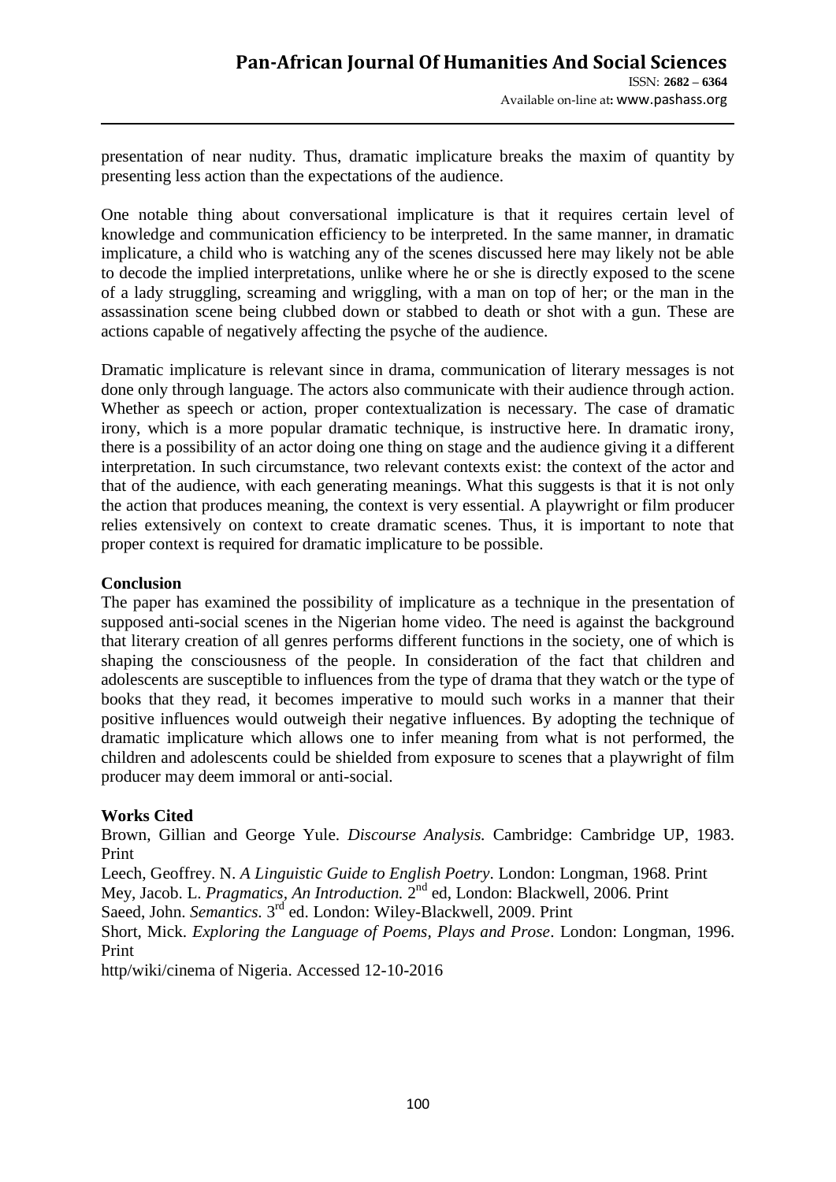presentation of near nudity. Thus, dramatic implicature breaks the maxim of quantity by presenting less action than the expectations of the audience.

One notable thing about conversational implicature is that it requires certain level of knowledge and communication efficiency to be interpreted. In the same manner, in dramatic implicature, a child who is watching any of the scenes discussed here may likely not be able to decode the implied interpretations, unlike where he or she is directly exposed to the scene of a lady struggling, screaming and wriggling, with a man on top of her; or the man in the assassination scene being clubbed down or stabbed to death or shot with a gun. These are actions capable of negatively affecting the psyche of the audience.

Dramatic implicature is relevant since in drama, communication of literary messages is not done only through language. The actors also communicate with their audience through action. Whether as speech or action, proper contextualization is necessary. The case of dramatic irony, which is a more popular dramatic technique, is instructive here. In dramatic irony, there is a possibility of an actor doing one thing on stage and the audience giving it a different interpretation. In such circumstance, two relevant contexts exist: the context of the actor and that of the audience, with each generating meanings. What this suggests is that it is not only the action that produces meaning, the context is very essential. A playwright or film producer relies extensively on context to create dramatic scenes. Thus, it is important to note that proper context is required for dramatic implicature to be possible.

## Conclusion

The paper has examined the possibility of implicature as a technique in the presentation of supposed anti-social scenes in the Nigerian home video. The need is against the background that literary creation of all genres performs different functions in the society, one of which is shaping the consciousness of the people. In consideration of the fact that children and adolescents are susceptible to influences from the type of drama that they watch or the type of books that they read, it becomes imperative to mould such works in a manner that their positive influences would outweigh their negative influences. By adopting the technique of dramatic implicature which allows one to infer meaning from what is not performed, the children and adolescents could be shielded from exposure to scenes that a playwright of film producer may deem immoral or anti-social.

## Works Cited

Brown, Gillian and George Yule. *Discourse Analysis.* Cambridge: Cambridge UP, 1983. Print

Leech, Geoffrey. N. *A Linguistic Guide to English Poetry*. London: Longman, 1968. Print

Mey, Jacob. L. *Pragmatics, An Introduction.* 2nd ed, London: Blackwell, 2006. Print

Saeed, John. *Semantics.* 3rd ed. London: Wiley-Blackwell, 2009. Print

Short, Mick. *Exploring the Language of Poems, Plays and Prose*. London: Longman, 1996. Print

http/wiki/cinema of Nigeria. Accessed 12-10-2016